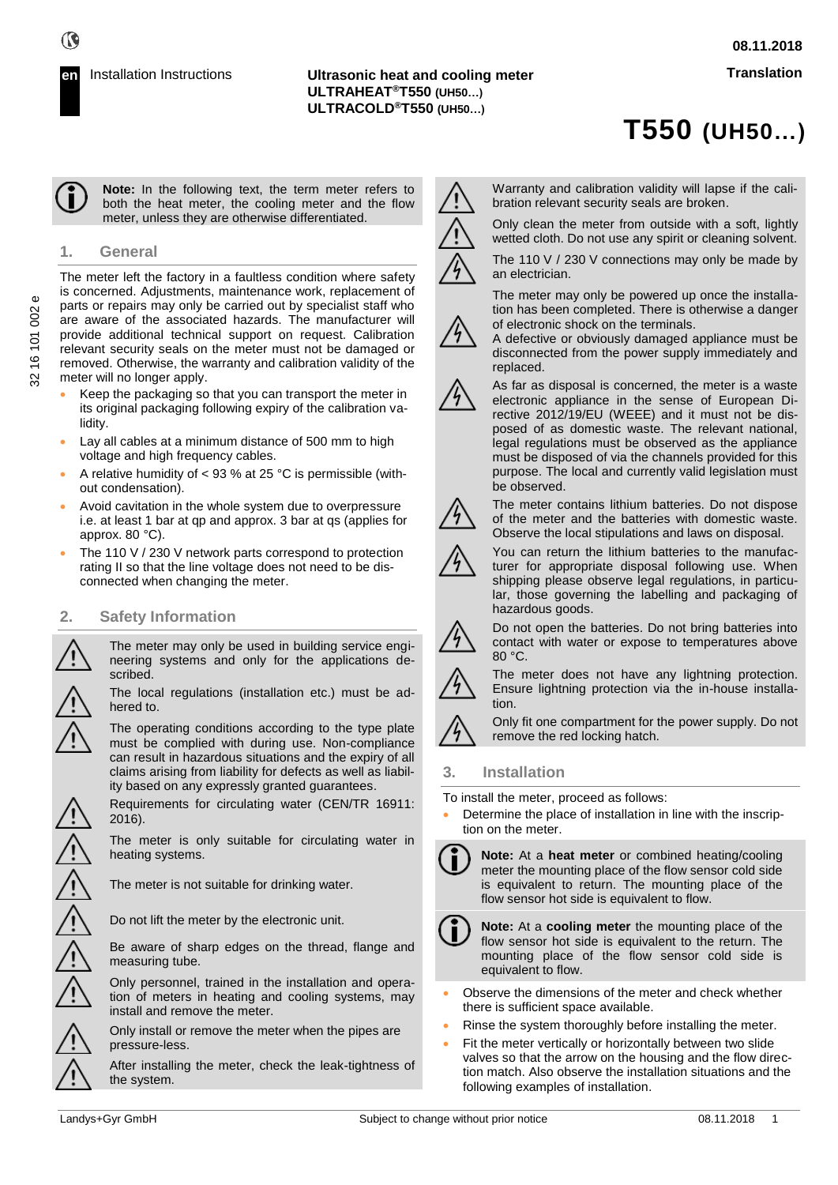**en** Installation Instructions

**08.11.2018**

**Translation**

**Ultrasonic heat and cooling meter**
**ULTRAHEAT®T550 (UH50…)**
**ULTRACOLD®T550 (UH50…)**

# T550 (UH50…)

32 16 101 002 e

**Note:** In the following text, the term meter refers to both the heat meter, the cooling meter and the flow meter, unless they are otherwise differentiated.

## 1. General

The meter left the factory in a faultless condition where safety is concerned. Adjustments, maintenance work, replacement of parts or repairs may only be carried out by specialist staff who are aware of the associated hazards. The manufacturer will provide additional technical support on request. Calibration relevant security seals on the meter must not be damaged or removed. Otherwise, the warranty and calibration validity of the meter will no longer apply.

- Keep the packaging so that you can transport the meter in its original packaging following expiry of the calibration validity.
- Lay all cables at a minimum distance of 500 mm to high voltage and high frequency cables.
- A relative humidity of < 93 % at 25 °C is permissible (without condensation).
- Avoid cavitation in the whole system due to overpressure i.e. at least 1 bar at qp and approx. 3 bar at qs (applies for approx. 80 °C).
- The 110 V / 230 V network parts correspond to protection rating II so that the line voltage does not need to be disconnected when changing the meter.

## 2. Safety Information

The meter may only be used in building service engineering systems and only for the applications described.

The local regulations (installation etc.) must be adhered to.

The operating conditions according to the type plate must be complied with during use. Non-compliance can result in hazardous situations and the expiry of all claims arising from liability for defects as well as liability based on any expressly granted guarantees.

Requirements for circulating water (CEN/TR 16911: 2016).

The meter is only suitable for circulating water in heating systems.

The meter is not suitable for drinking water.

Do not lift the meter by the electronic unit.

Be aware of sharp edges on the thread, flange and measuring tube.

Only personnel, trained in the installation and operation of meters in heating and cooling systems, may install and remove the meter.

Only install or remove the meter when the pipes are pressure-less.

After installing the meter, check the leak-tightness of the system.

Warranty and calibration validity will lapse if the calibration relevant security seals are broken.

Only clean the meter from outside with a soft, lightly wetted cloth. Do not use any spirit or cleaning solvent.

The 110 V / 230 V connections may only be made by an electrician.

The meter may only be powered up once the installation has been completed. There is otherwise a danger of electronic shock on the terminals.
A defective or obviously damaged appliance must be disconnected from the power supply immediately and replaced.

As far as disposal is concerned, the meter is a waste electronic appliance in the sense of European Directive 2012/19/EU (WEEE) and it must not be disposed of as domestic waste. The relevant national, legal regulations must be observed as the appliance must be disposed of via the channels provided for this purpose. The local and currently valid legislation must be observed.

The meter contains lithium batteries. Do not dispose of the meter and the batteries with domestic waste. Observe the local stipulations and laws on disposal.

You can return the lithium batteries to the manufacturer for appropriate disposal following use. When shipping please observe legal regulations, in particular, those governing the labelling and packaging of hazardous goods.

Do not open the batteries. Do not bring batteries into contact with water or expose to temperatures above 80 °C.

The meter does not have any lightning protection. Ensure lightning protection via the in-house installation.

Only fit one compartment for the power supply. Do not remove the red locking hatch.

## 3. Installation

To install the meter, proceed as follows:

- Determine the place of installation in line with the inscription on the meter.

**Note:** At a **heat meter** or combined heating/cooling meter the mounting place of the flow sensor cold side is equivalent to return. The mounting place of the flow sensor hot side is equivalent to flow.

**Note:** At a **cooling meter** the mounting place of the flow sensor hot side is equivalent to the return. The mounting place of the flow sensor cold side is equivalent to flow.

- Observe the dimensions of the meter and check whether there is sufficient space available.
- Rinse the system thoroughly before installing the meter.
- Fit the meter vertically or horizontally between two slide valves so that the arrow on the housing and the flow direction match. Also observe the installation situations and the following examples of installation.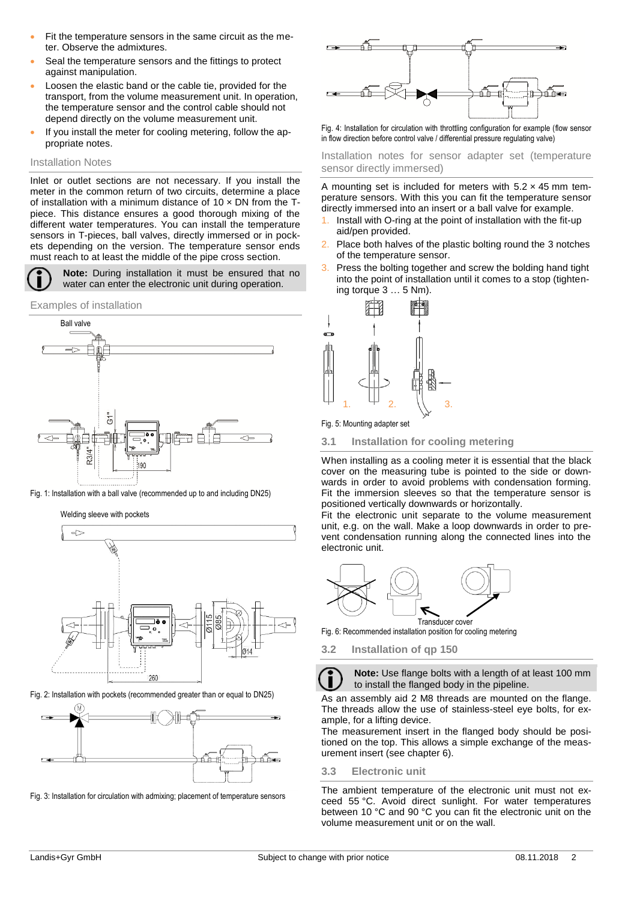- Fit the temperature sensors in the same circuit as the meter. Observe the admixtures.
- Seal the temperature sensors and the fittings to protect against manipulation.
- Loosen the elastic band or the cable tie, provided for the transport, from the volume measurement unit. In operation, the temperature sensor and the control cable should not depend directly on the volume measurement unit.
- If you install the meter for cooling metering, follow the appropriate notes.

### Installation Notes

Inlet or outlet sections are not necessary. If you install the meter in the common return of two circuits, determine a place of installation with a minimum distance of 10 × DN from the T-piece. This distance ensures a good thorough mixing of the different water temperatures. You can install the temperature sensors in T-pieces, ball valves, directly immersed or in pockets depending on the version. The temperature sensor ends must reach to at least the middle of the pipe cross section.

**Note:** During installation it must be ensured that no water can enter the electronic unit during operation.

### Examples of installation

Ball valve

Fig. 1: Installation with a ball valve (recommended up to and including DN25)

Welding sleeve with pockets

Fig. 2: Installation with pockets (recommended greater than or equal to DN25)

Fig. 3: Installation for circulation with admixing; placement of temperature sensors

Fig. 4: Installation for circulation with throttling configuration for example (flow sensor in flow direction before control valve / differential pressure regulating valve)

### Installation notes for sensor adapter set (temperature sensor directly immersed)

A mounting set is included for meters with 5.2 × 45 mm temperature sensors. With this you can fit the temperature sensor directly immersed into an insert or a ball valve for example.

1. Install with O-ring at the point of installation with the fit-up aid/pen provided.
2. Place both halves of the plastic bolting round the 3 notches of the temperature sensor.
3. Press the bolting together and screw the bolding hand tight into the point of installation until it comes to a stop (tightening torque 3 … 5 Nm).

Fig. 5: Mounting adapter set

## 3.1 Installation for cooling metering

When installing as a cooling meter it is essential that the black cover on the measuring tube is pointed to the side or downwards in order to avoid problems with condensation forming. Fit the immersion sleeves so that the temperature sensor is positioned vertically downwards or horizontally.
Fit the electronic unit separate to the volume measurement unit, e.g. on the wall. Make a loop downwards in order to prevent condensation running along the connected lines into the electronic unit.

Transducer cover

Fig. 6: Recommended installation position for cooling metering

## 3.2 Installation of qp 150

**Note:** Use flange bolts with a length of at least 100 mm to install the flanged body in the pipeline.

As an assembly aid 2 M8 threads are mounted on the flange. The threads allow the use of stainless-steel eye bolts, for example, for a lifting device.
The measurement insert in the flanged body should be positioned on the top. This allows a simple exchange of the measurement insert (see chapter 6).

## 3.3 Electronic unit

The ambient temperature of the electronic unit must not exceed 55 °C. Avoid direct sunlight. For water temperatures between 10 °C and 90 °C you can fit the electronic unit on the volume measurement unit or on the wall.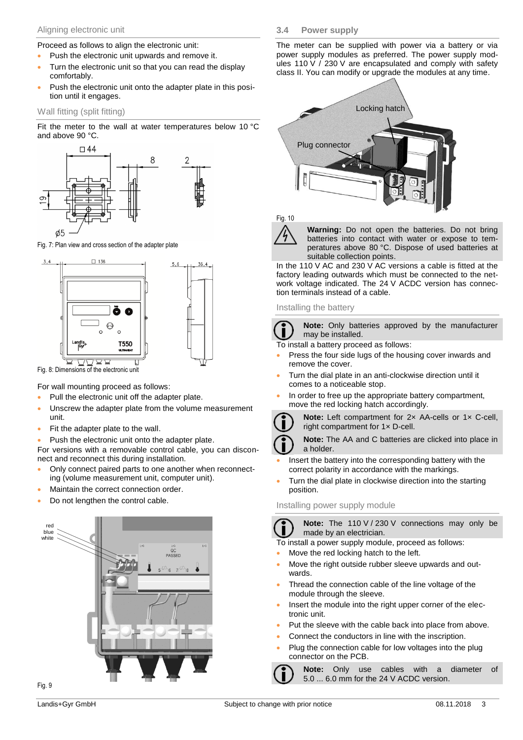### Aligning electronic unit

Proceed as follows to align the electronic unit:

- Push the electronic unit upwards and remove it.
- Turn the electronic unit so that you can read the display comfortably.
- Push the electronic unit onto the adapter plate in this position until it engages.

### Wall fitting (split fitting)

Fit the meter to the wall at water temperatures below 10 °C and above 90 °C.

Fig. 7: Plan view and cross section of the adapter plate

Fig. 8: Dimensions of the electronic unit

For wall mounting proceed as follows:

- Pull the electronic unit off the adapter plate.
- Unscrew the adapter plate from the volume measurement unit.
- Fit the adapter plate to the wall.
- Push the electronic unit onto the adapter plate.

For versions with a removable control cable, you can disconnect and reconnect this during installation.

- Only connect paired parts to one another when reconnecting (volume measurement unit, computer unit).
- Maintain the correct connection order.
- Do not lengthen the control cable.

Fig. 9

## 3.4 Power supply

The meter can be supplied with power via a battery or via power supply modules as preferred. The power supply modules 110 V / 230 V are encapsulated and comply with safety class II. You can modify or upgrade the modules at any time.

Fig. 10

**Warning:** Do not open the batteries. Do not bring batteries into contact with water or expose to temperatures above 80 °C. Dispose of used batteries at suitable collection points.

In the 110 V AC and 230 V AC versions a cable is fitted at the factory leading outwards which must be connected to the network voltage indicated. The 24 V ACDC version has connection terminals instead of a cable.

### Installing the battery

**Note:** Only batteries approved by the manufacturer may be installed.

To install a battery proceed as follows:

- Press the four side lugs of the housing cover inwards and remove the cover.
- Turn the dial plate in an anti-clockwise direction until it comes to a noticeable stop.
- In order to free up the appropriate battery compartment, move the red locking hatch accordingly.

**Note:** Left compartment for 2× AA-cells or 1× C-cell, right compartment for 1× D-cell.

**Note:** The AA and C batteries are clicked into place in a holder.

- Insert the battery into the corresponding battery with the correct polarity in accordance with the markings.
- Turn the dial plate in clockwise direction into the starting position.

### Installing power supply module

**Note:** The 110 V / 230 V connections may only be made by an electrician.

To install a power supply module, proceed as follows:

- Move the red locking hatch to the left.
- Move the right outside rubber sleeve upwards and outwards.
- Thread the connection cable of the line voltage of the module through the sleeve.
- Insert the module into the right upper corner of the electronic unit.
- Put the sleeve with the cable back into place from above.
- Connect the conductors in line with the inscription.
- Plug the connection cable for low voltages into the plug connector on the PCB.

**Note:** Only use cables with a diameter of 5.0 ... 6.0 mm for the 24 V ACDC version.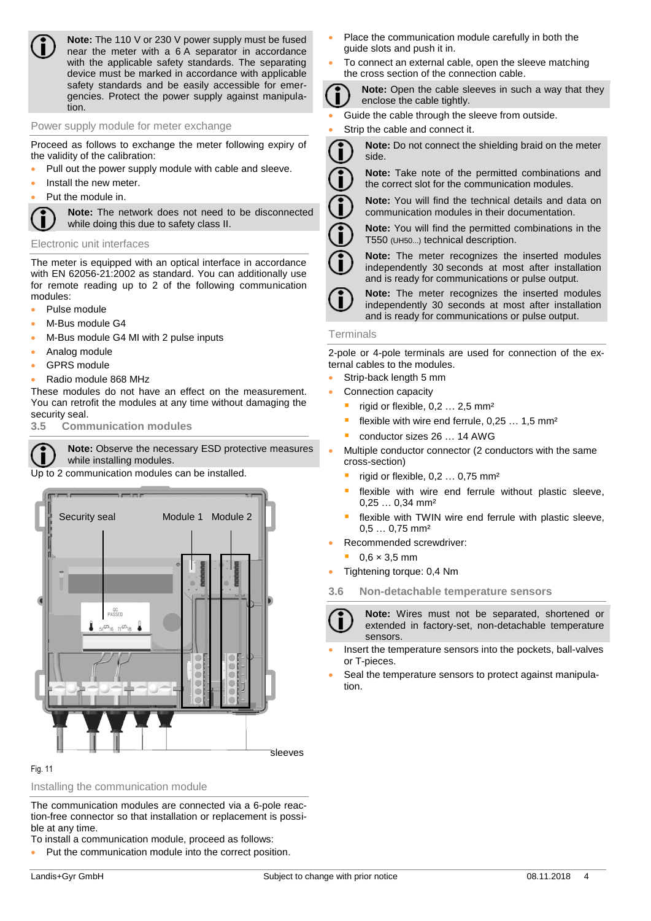> **Note:** The 110 V or 230 V power supply must be fused near the meter with a 6 A separator in accordance with the applicable safety standards. The separating device must be marked in accordance with applicable safety standards and be easily accessible for emergencies. Protect the power supply against manipulation.

#### Power supply module for meter exchange

Proceed as follows to exchange the meter following expiry of the validity of the calibration:

- Pull out the power supply module with cable and sleeve.
- Install the new meter.
- Put the module in.

> **Note:** The network does not need to be disconnected while doing this due to safety class II.

#### Electronic unit interfaces

The meter is equipped with an optical interface in accordance with EN 62056-21:2002 as standard. You can additionally use for remote reading up to 2 of the following communication modules:

- Pulse module
- M-Bus module G4
- M-Bus module G4 MI with 2 pulse inputs
- Analog module
- GPRS module
- Radio module 868 MHz

These modules do not have an effect on the measurement. You can retrofit the modules at any time without damaging the security seal.

### 3.5 Communication modules

> **Note:** Observe the necessary ESD protective measures while installing modules.

Up to 2 communication modules can be installed.

Security seal | Module 1 | Module 2 | sleeves

Fig. 11

#### Installing the communication module

The communication modules are connected via a 6-pole reaction-free connector so that installation or replacement is possible at any time.

To install a communication module, proceed as follows:

- Put the communication module into the correct position.
- Place the communication module carefully in both the guide slots and push it in.
- To connect an external cable, open the sleeve matching the cross section of the connection cable.

> **Note:** Open the cable sleeves in such a way that they enclose the cable tightly.

- Guide the cable through the sleeve from outside.
- Strip the cable and connect it.

> **Note:** Do not connect the shielding braid on the meter side.

> **Note:** Take note of the permitted combinations and the correct slot for the communication modules.

> **Note:** You will find the technical details and data on communication modules in their documentation.

> **Note:** You will find the permitted combinations in the T550 (UH50...) technical description.

> **Note:** The meter recognizes the inserted modules independently 30 seconds at most after installation and is ready for communications or pulse output.

> **Note:** The meter recognizes the inserted modules independently 30 seconds at most after installation and is ready for communications or pulse output.

#### Terminals

2-pole or 4-pole terminals are used for connection of the external cables to the modules.

- Strip-back length 5 mm
- Connection capacity
  - rigid or flexible, 0,2 … 2,5 mm²
  - flexible with wire end ferrule, 0,25 … 1,5 mm²
  - conductor sizes 26 … 14 AWG
- Multiple conductor connector (2 conductors with the same cross-section)
  - rigid or flexible, 0,2 … 0,75 mm²
  - flexible with wire end ferrule without plastic sleeve, 0,25 … 0,34 mm²
  - flexible with TWIN wire end ferrule with plastic sleeve, 0,5 … 0,75 mm²
- Recommended screwdriver:
  - 0,6 × 3,5 mm
- Tightening torque: 0,4 Nm

### 3.6 Non-detachable temperature sensors

> **Note:** Wires must not be separated, shortened or extended in factory-set, non-detachable temperature sensors.

- Insert the temperature sensors into the pockets, ball-valves or T-pieces.
- Seal the temperature sensors to protect against manipulation.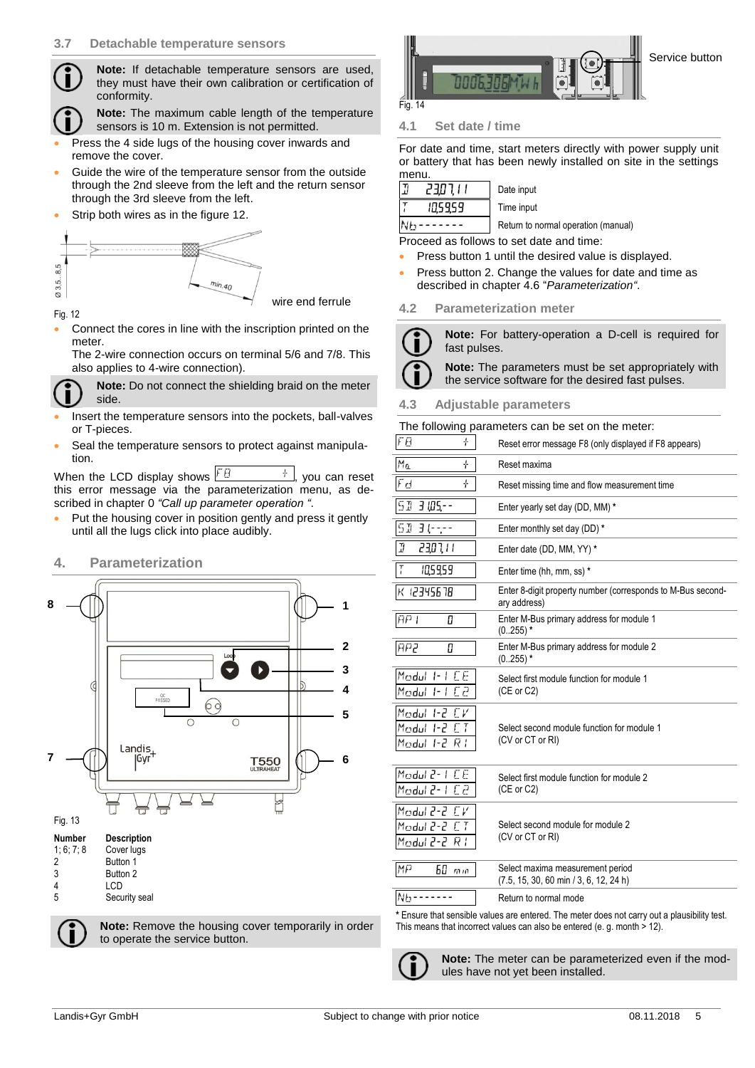### 3.7 Detachable temperature sensors

**Note:** If detachable temperature sensors are used, they must have their own calibration or certification of conformity.

**Note:** The maximum cable length of the temperature sensors is 10 m. Extension is not permitted.

- Press the 4 side lugs of the housing cover inwards and remove the cover.
- Guide the wire of the temperature sensor from the outside through the 2nd sleeve from the left and the return sensor through the 3rd sleeve from the left.
- Strip both wires as in the figure 12.

Ø 3.5...8.5 min.40 wire end ferrule

Fig. 12

- Connect the cores in line with the inscription printed on the meter.
  The 2-wire connection occurs on terminal 5/6 and 7/8. This also applies to 4-wire connection).

**Note:** Do not connect the shielding braid on the meter side.

- Insert the temperature sensors into the pockets, ball-valves or T-pieces.
- Seal the temperature sensors to protect against manipulation.

When the LCD display shows F8 ⁜, you can reset this error message via the parameterization menu, as described in chapter 0 *"Call up parameter operation "*.

- Put the housing cover in position gently and press it gently until all the lugs click into place audibly.

## 4. Parameterization

Fig. 13

| Number | Description |
|---|---|
| 1; 6; 7; 8 | Cover lugs |
| 2 | Button 1 |
| 3 | Button 2 |
| 4 | LCD |
| 5 | Security seal |

**Note:** Remove the housing cover temporarily in order to operate the service button.

Service button

Fig. 14

### 4.1 Set date / time

For date and time, start meters directly with power supply unit or battery that has been newly installed on site in the settings menu.

| Display | Description |
|---|---|
| D 23.07.11 | Date input |
| T 10.59.59 | Time input |
| Nb ------- | Return to normal operation (manual) |

Proceed as follows to set date and time:

- Press button 1 until the desired value is displayed.
- Press button 2. Change the values for date and time as described in chapter 4.6 "*Parameterization*".

### 4.2 Parameterization meter

**Note:** For battery-operation a D-cell is required for fast pulses.

**Note:** The parameters must be set appropriately with the service software for the desired fast pulses.

### 4.3 Adjustable parameters

The following parameters can be set on the meter:

| Display | Description |
|---|---|
| F8 ⁜ | Reset error message F8 (only displayed if F8 appears) |
| Ma ⁜ | Reset maxima |
| Fd ⁜ | Reset missing time and flow measurement time |
| SD 31.05.-- | Enter yearly set day (DD, MM) * |
| SD 31.--.-- | Enter monthly set day (DD) * |
| D 23.07.11 | Enter date (DD, MM, YY) * |
| T 10.59.59 | Enter time (hh, mm, ss) * |
| K 12345678 | Enter 8-digit property number (corresponds to M-Bus secondary address) |
| AP1 0 | Enter M-Bus primary address for module 1 (0..255) * |
| AP2 0 | Enter M-Bus primary address for module 2 (0..255) * |
| Modul 1-1 CE<br>Modul 1-1 C2 | Select first module function for module 1 (CE or C2) |
| Modul 1-2 CV<br>Modul 1-2 CT<br>Modul 1-2 RI | Select second module function for module 1 (CV or CT or RI) |
| Modul 2-1 CE<br>Modul 2-1 C2 | Select first module function for module 2 (CE or C2) |
| Modul 2-2 CV<br>Modul 2-2 CT<br>Modul 2-2 RI | Select second module for module 2 (CV or CT or RI) |
| MP 60 min | Select maxima measurement period (7.5, 15, 30, 60 min / 3, 6, 12, 24 h) |
| Nb ------- | Return to normal mode |

* Ensure that sensible values are entered. The meter does not carry out a plausibility test. This means that incorrect values can also be entered (e. g. month > 12).

**Note:** The meter can be parameterized even if the modules have not yet been installed.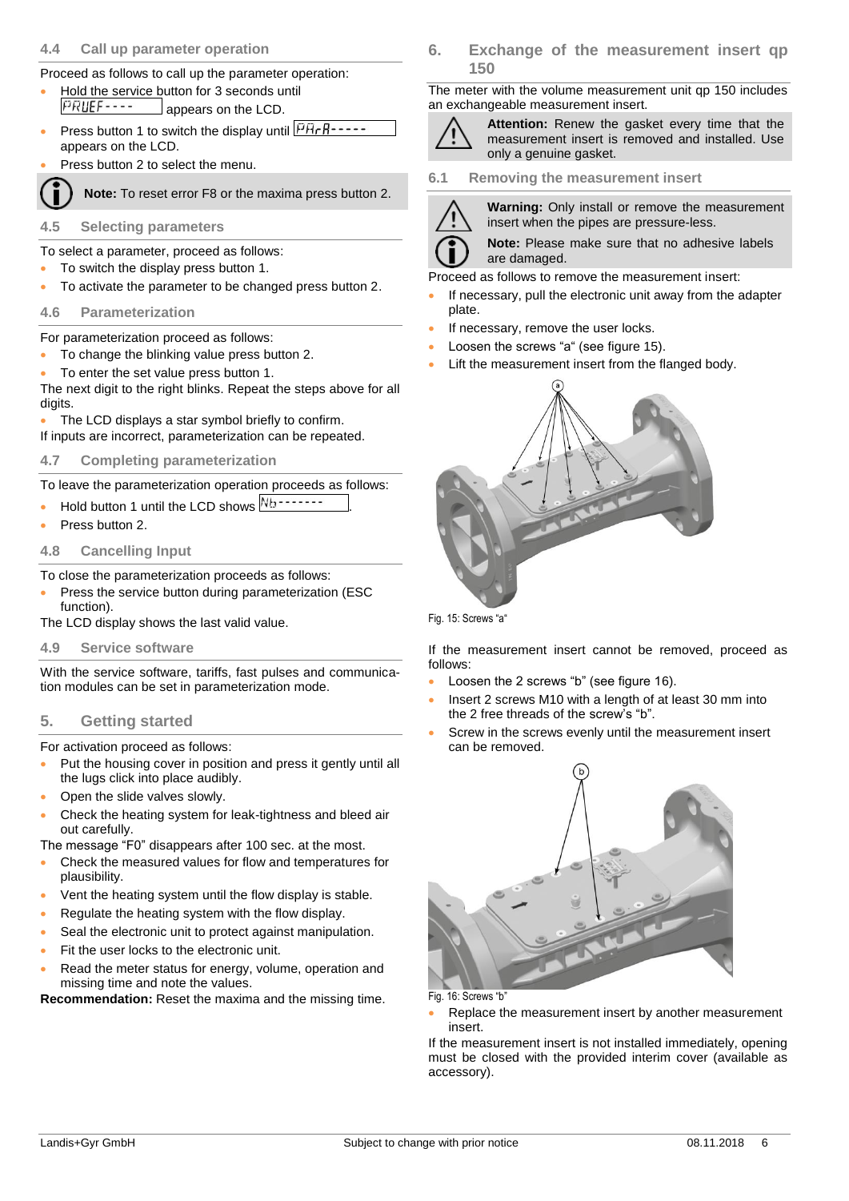### 4.4 Call up parameter operation

Proceed as follows to call up the parameter operation:

- Hold the service button for 3 seconds until PRUEF---- appears on the LCD.
- Press button 1 to switch the display until PArA----- appears on the LCD.
- Press button 2 to select the menu.

**Note:** To reset error F8 or the maxima press button 2.

### 4.5 Selecting parameters

To select a parameter, proceed as follows:

- To switch the display press button 1.
- To activate the parameter to be changed press button 2.

### 4.6 Parameterization

For parameterization proceed as follows:

- To change the blinking value press button 2.
- To enter the set value press button 1.

The next digit to the right blinks. Repeat the steps above for all digits.

- The LCD displays a star symbol briefly to confirm.

If inputs are incorrect, parameterization can be repeated.

### 4.7 Completing parameterization

To leave the parameterization operation proceeds as follows:

- Hold button 1 until the LCD shows Nb-------.
- Press button 2.

### 4.8 Cancelling Input

To close the parameterization proceeds as follows:

- Press the service button during parameterization (ESC function).

The LCD display shows the last valid value.

### 4.9 Service software

With the service software, tariffs, fast pulses and communication modules can be set in parameterization mode.

## 5. Getting started

For activation proceed as follows:

- Put the housing cover in position and press it gently until all the lugs click into place audibly.
- Open the slide valves slowly.
- Check the heating system for leak-tightness and bleed air out carefully.

The message "F0" disappears after 100 sec. at the most.

- Check the measured values for flow and temperatures for plausibility.
- Vent the heating system until the flow display is stable.
- Regulate the heating system with the flow display.
- Seal the electronic unit to protect against manipulation.
- Fit the user locks to the electronic unit.
- Read the meter status for energy, volume, operation and missing time and note the values.

**Recommendation:** Reset the maxima and the missing time.

## 6. Exchange of the measurement insert qp 150

The meter with the volume measurement unit qp 150 includes an exchangeable measurement insert.

**Attention:** Renew the gasket every time that the measurement insert is removed and installed. Use only a genuine gasket.

### 6.1 Removing the measurement insert

**Warning:** Only install or remove the measurement insert when the pipes are pressure-less.

**Note:** Please make sure that no adhesive labels are damaged.

Proceed as follows to remove the measurement insert:

- If necessary, pull the electronic unit away from the adapter plate.
- If necessary, remove the user locks.
- Loosen the screws "a" (see figure 15).
- Lift the measurement insert from the flanged body.

Fig. 15: Screws "a"

If the measurement insert cannot be removed, proceed as follows:

- Loosen the 2 screws "b" (see figure 16).
- Insert 2 screws M10 with a length of at least 30 mm into the 2 free threads of the screw's "b".
- Screw in the screws evenly until the measurement insert can be removed.

Fig. 16: Screws "b"

- Replace the measurement insert by another measurement insert.

If the measurement insert is not installed immediately, opening must be closed with the provided interim cover (available as accessory).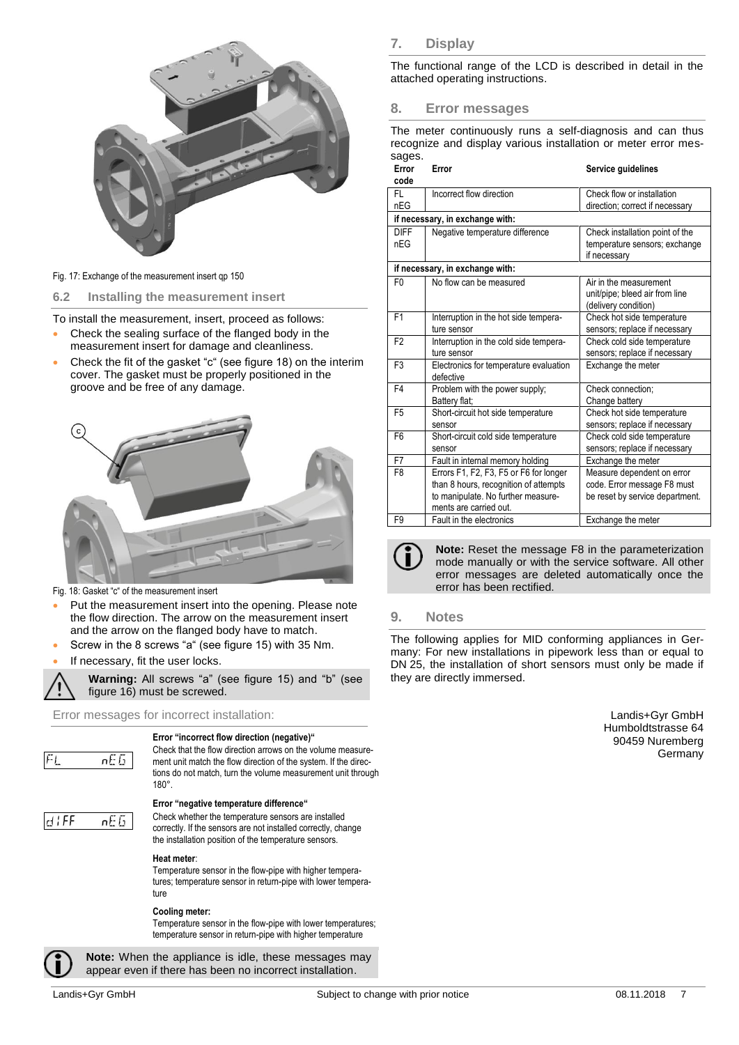Fig. 17: Exchange of the measurement insert qp 150

### 6.2 Installing the measurement insert

To install the measurement, insert, proceed as follows:

- Check the sealing surface of the flanged body in the measurement insert for damage and cleanliness.
- Check the fit of the gasket "c" (see figure 18) on the interim cover. The gasket must be properly positioned in the groove and be free of any damage.

Fig. 18: Gasket "c" of the measurement insert

- Put the measurement insert into the opening. Please note the flow direction. The arrow on the measurement insert and the arrow on the flanged body have to match.
- Screw in the 8 screws "a" (see figure 15) with 35 Nm.
- If necessary, fit the user locks.

**Warning:** All screws "a" (see figure 15) and "b" (see figure 16) must be screwed.

Error messages for incorrect installation:

FL nEG

**Error "incorrect flow direction (negative)"**

Check that the flow direction arrows on the volume measurement unit match the flow direction of the system. If the directions do not match, turn the volume measurement unit through 180°.

dIFF nEG

**Error "negative temperature difference"**

Check whether the temperature sensors are installed correctly. If the sensors are not installed correctly, change the installation position of the temperature sensors.

**Heat meter**:
Temperature sensor in the flow-pipe with higher temperatures; temperature sensor in return-pipe with lower temperature

**Cooling meter:**
Temperature sensor in the flow-pipe with lower temperatures; temperature sensor in return-pipe with higher temperature

**Note:** When the appliance is idle, these messages may appear even if there has been no incorrect installation.

## 7. Display

The functional range of the LCD is described in detail in the attached operating instructions.

## 8. Error messages

The meter continuously runs a self-diagnosis and can thus recognize and display various installation or meter error messages.

| Error code | Error | Service guidelines |
|---|---|---|
| FL nEG | Incorrect flow direction | Check flow or installation direction; correct if necessary |
| **if necessary, in exchange with:** | | |
| DIFF nEG | Negative temperature difference | Check installation point of the temperature sensors; exchange if necessary |
| **if necessary, in exchange with:** | | |
| F0 | No flow can be measured | Air in the measurement unit/pipe; bleed air from line (delivery condition) |
| F1 | Interruption in the hot side temperature sensor | Check hot side temperature sensors; replace if necessary |
| F2 | Interruption in the cold side temperature sensor | Check cold side temperature sensors; replace if necessary |
| F3 | Electronics for temperature evaluation defective | Exchange the meter |
| F4 | Problem with the power supply; Battery flat; | Check connection; Change battery |
| F5 | Short-circuit hot side temperature sensor | Check hot side temperature sensors; replace if necessary |
| F6 | Short-circuit cold side temperature sensor | Check cold side temperature sensors; replace if necessary |
| F7 | Fault in internal memory holding | Exchange the meter |
| F8 | Errors F1, F2, F3, F5 or F6 for longer than 8 hours, recognition of attempts to manipulate. No further measurements are carried out. | Measure dependent on error code. Error message F8 must be reset by service department. |
| F9 | Fault in the electronics | Exchange the meter |

**Note:** Reset the message F8 in the parameterization mode manually or with the service software. All other error messages are deleted automatically once the error has been rectified.

## 9. Notes

The following applies for MID conforming appliances in Germany: For new installations in pipework less than or equal to DN 25, the installation of short sensors must only be made if they are directly immersed.

Landis+Gyr GmbH
Humboldtstrasse 64
90459 Nuremberg
Germany